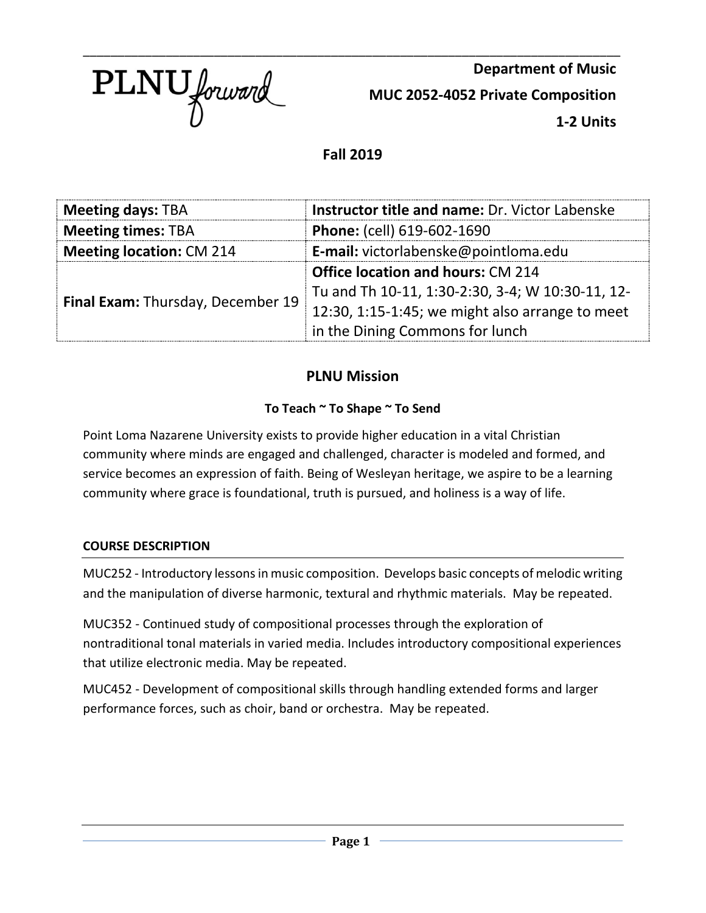PLNU forward

**Department of Music**

**MUC 2052-4052 Private Composition**

**1-2 Units**

**Fall 2019**

| **Meeting days:** TBA | **Instructor title and name:** Dr. Victor Labenske |
|---|---|
| **Meeting times:** TBA | **Phone:** (cell) 619-602-1690 |
| **Meeting location:** CM 214 | **E-mail:** victorlabenske@pointloma.edu |
| **Final Exam:** Thursday, December 19 | **Office location and hours:** CM 214 Tu and Th 10-11, 1:30-2:30, 3-4; W 10:30-11, 12-12:30, 1:15-1:45; we might also arrange to meet in the Dining Commons for lunch |

## PLNU Mission

### To Teach ~ To Shape ~ To Send

Point Loma Nazarene University exists to provide higher education in a vital Christian community where minds are engaged and challenged, character is modeled and formed, and service becomes an expression of faith. Being of Wesleyan heritage, we aspire to be a learning community where grace is foundational, truth is pursued, and holiness is a way of life.

### COURSE DESCRIPTION

MUC252 - Introductory lessons in music composition. Develops basic concepts of melodic writing and the manipulation of diverse harmonic, textural and rhythmic materials. May be repeated.

MUC352 - Continued study of compositional processes through the exploration of nontraditional tonal materials in varied media. Includes introductory compositional experiences that utilize electronic media. May be repeated.

MUC452 - Development of compositional skills through handling extended forms and larger performance forces, such as choir, band or orchestra. May be repeated.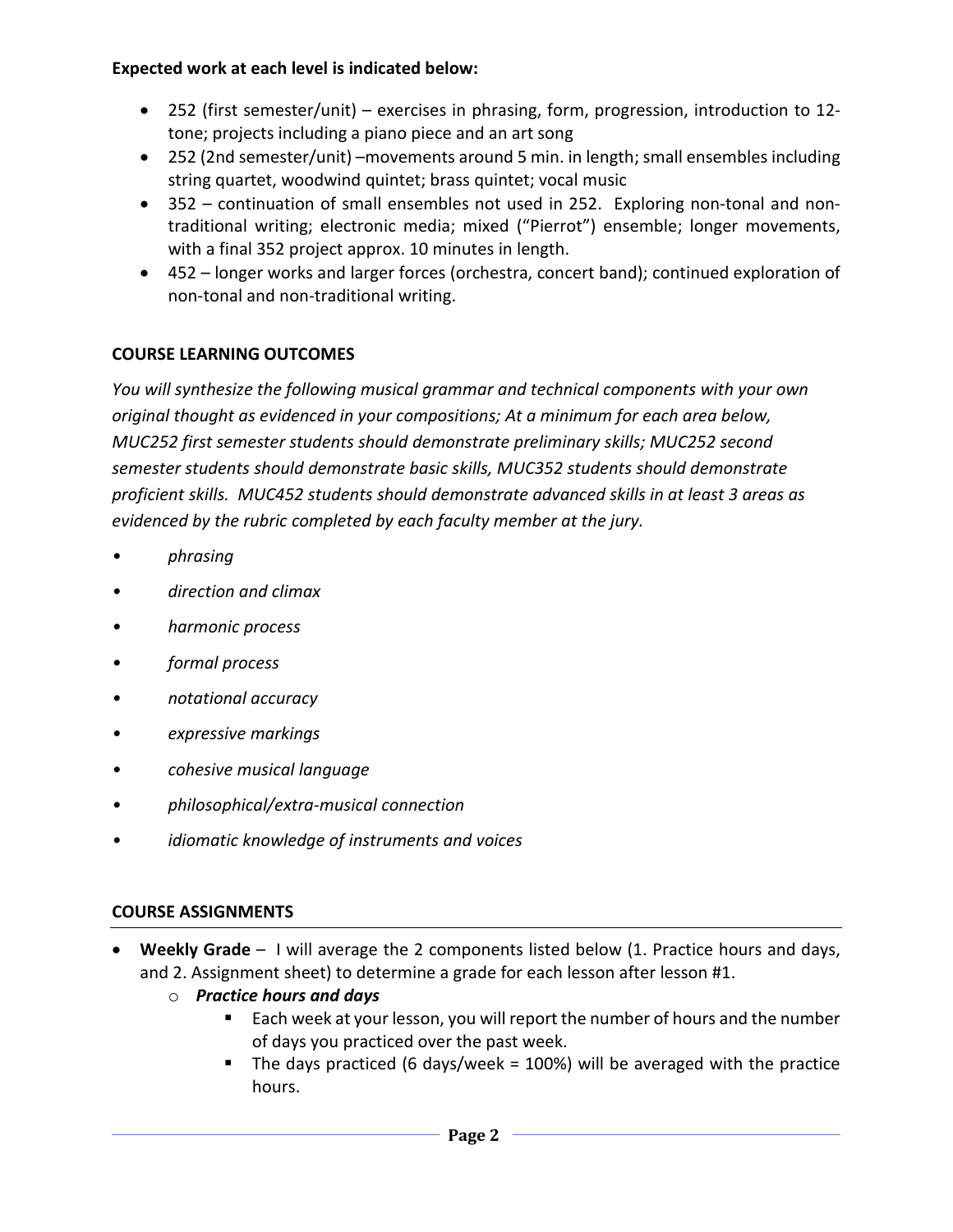**Expected work at each level is indicated below:**

- 252 (first semester/unit) – exercises in phrasing, form, progression, introduction to 12-tone; projects including a piano piece and an art song
- 252 (2nd semester/unit) –movements around 5 min. in length; small ensembles including string quartet, woodwind quintet; brass quintet; vocal music
- 352 – continuation of small ensembles not used in 252. Exploring non-tonal and non-traditional writing; electronic media; mixed ("Pierrot") ensemble; longer movements, with a final 352 project approx. 10 minutes in length.
- 452 – longer works and larger forces (orchestra, concert band); continued exploration of non-tonal and non-traditional writing.

## COURSE LEARNING OUTCOMES

*You will synthesize the following musical grammar and technical components with your own original thought as evidenced in your compositions; At a minimum for each area below, MUC252 first semester students should demonstrate preliminary skills; MUC252 second semester students should demonstrate basic skills, MUC352 students should demonstrate proficient skills. MUC452 students should demonstrate advanced skills in at least 3 areas as evidenced by the rubric completed by each faculty member at the jury.*

- *phrasing*
- *direction and climax*
- *harmonic process*
- *formal process*
- *notational accuracy*
- *expressive markings*
- *cohesive musical language*
- *philosophical/extra-musical connection*
- *idiomatic knowledge of instruments and voices*

## COURSE ASSIGNMENTS

- **Weekly Grade** – I will average the 2 components listed below (1. Practice hours and days, and 2. Assignment sheet) to determine a grade for each lesson after lesson #1.
  - ***Practice hours and days***
    - Each week at your lesson, you will report the number of hours and the number of days you practiced over the past week.
    - The days practiced (6 days/week = 100%) will be averaged with the practice hours.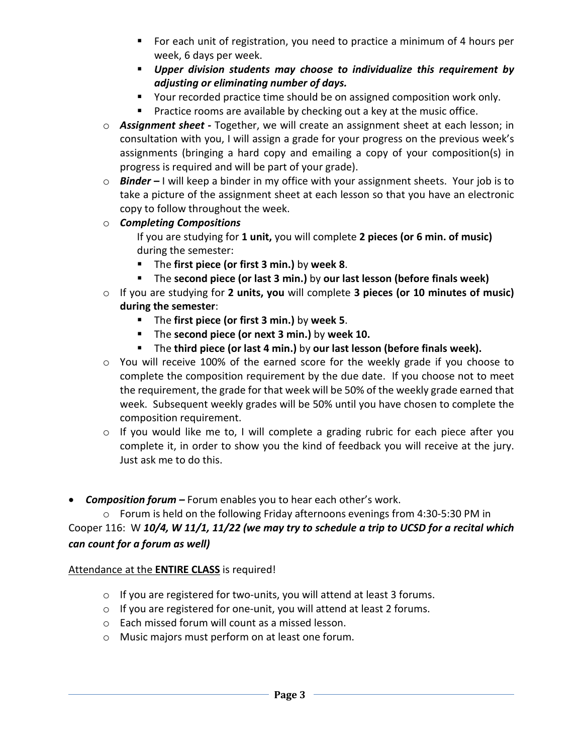- For each unit of registration, you need to practice a minimum of 4 hours per week, 6 days per week.
        - ***Upper division students may choose to individualize this requirement by adjusting or eliminating number of days.***
        - Your recorded practice time should be on assigned composition work only.
        - Practice rooms are available by checking out a key at the music office.
    - ***Assignment sheet -*** Together, we will create an assignment sheet at each lesson; in consultation with you, I will assign a grade for your progress on the previous week's assignments (bringing a hard copy and emailing a copy of your composition(s) in progress is required and will be part of your grade).
    - ***Binder –*** I will keep a binder in my office with your assignment sheets. Your job is to take a picture of the assignment sheet at each lesson so that you have an electronic copy to follow throughout the week.
    - ***Completing Compositions***

      If you are studying for **1 unit,** you will complete **2 pieces (or 6 min. of music)** during the semester:
        - The **first piece (or first 3 min.)** by **week 8**.
        - The **second piece (or last 3 min.)** by **our last lesson (before finals week)**
    - If you are studying for **2 units, you** will complete **3 pieces (or 10 minutes of music) during the semester**:
        - The **first piece (or first 3 min.)** by **week 5**.
        - The **second piece (or next 3 min.)** by **week 10.**
        - The **third piece (or last 4 min.)** by **our last lesson (before finals week).**
    - You will receive 100% of the earned score for the weekly grade if you choose to complete the composition requirement by the due date. If you choose not to meet the requirement, the grade for that week will be 50% of the weekly grade earned that week. Subsequent weekly grades will be 50% until you have chosen to complete the composition requirement.
    - If you would like me to, I will complete a grading rubric for each piece after you complete it, in order to show you the kind of feedback you will receive at the jury. Just ask me to do this.

- ***Composition forum –*** Forum enables you to hear each other's work.
    - Forum is held on the following Friday afternoons evenings from 4:30-5:30 PM in Cooper 116: W ***10/4, W 11/1, 11/22 (we may try to schedule a trip to UCSD for a recital which can count for a forum as well)***

Attendance at the **ENTIRE CLASS** is required!

- If you are registered for two-units, you will attend at least 3 forums.
- If you are registered for one-unit, you will attend at least 2 forums.
- Each missed forum will count as a missed lesson.
- Music majors must perform on at least one forum.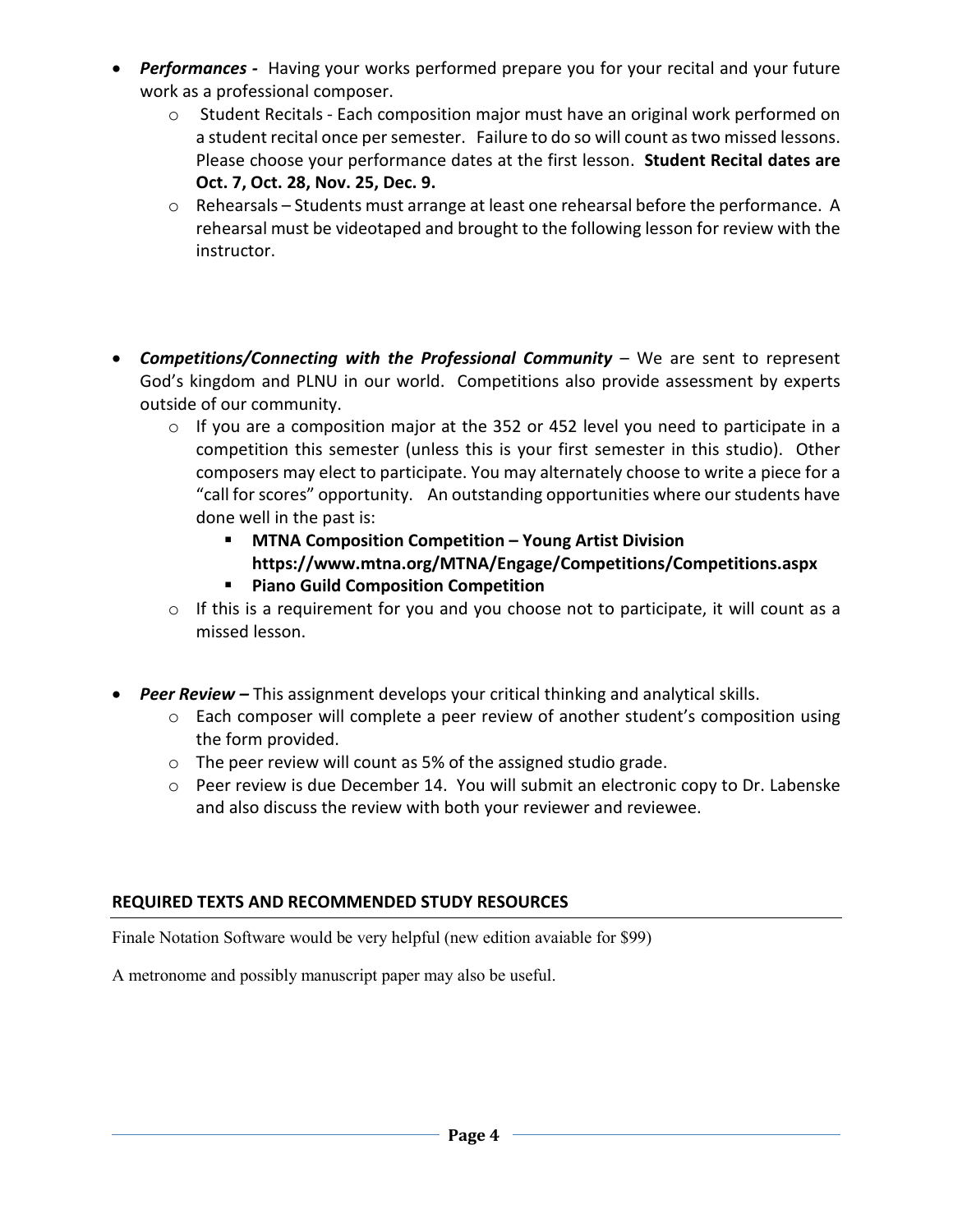- ***Performances -*** Having your works performed prepare you for your recital and your future work as a professional composer.
    - Student Recitals - Each composition major must have an original work performed on a student recital once per semester. Failure to do so will count as two missed lessons. Please choose your performance dates at the first lesson. **Student Recital dates are Oct. 7, Oct. 28, Nov. 25, Dec. 9.**
    - Rehearsals – Students must arrange at least one rehearsal before the performance. A rehearsal must be videotaped and brought to the following lesson for review with the instructor.

- ***Competitions/Connecting with the Professional Community*** – We are sent to represent God's kingdom and PLNU in our world. Competitions also provide assessment by experts outside of our community.
    - If you are a composition major at the 352 or 452 level you need to participate in a competition this semester (unless this is your first semester in this studio). Other composers may elect to participate. You may alternately choose to write a piece for a "call for scores" opportunity. An outstanding opportunities where our students have done well in the past is:
        - **MTNA Composition Competition – Young Artist Division https://www.mtna.org/MTNA/Engage/Competitions/Competitions.aspx**
        - **Piano Guild Composition Competition**
    - If this is a requirement for you and you choose not to participate, it will count as a missed lesson.

- ***Peer Review –*** This assignment develops your critical thinking and analytical skills.
    - Each composer will complete a peer review of another student's composition using the form provided.
    - The peer review will count as 5% of the assigned studio grade.
    - Peer review is due December 14. You will submit an electronic copy to Dr. Labenske and also discuss the review with both your reviewer and reviewee.

## REQUIRED TEXTS AND RECOMMENDED STUDY RESOURCES

Finale Notation Software would be very helpful (new edition avaiable for $99)

A metronome and possibly manuscript paper may also be useful.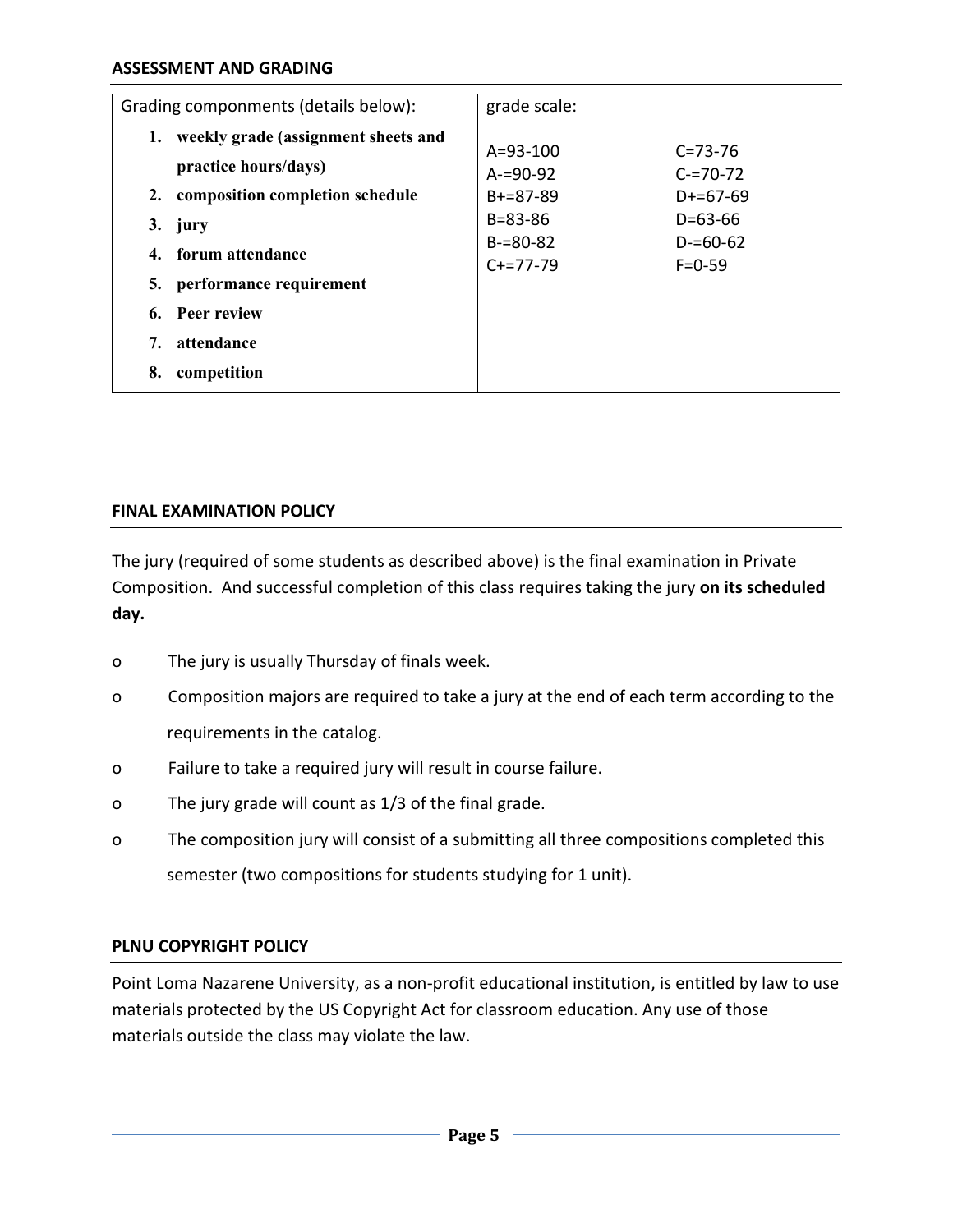## ASSESSMENT AND GRADING

| Grading componments (details below): | grade scale: | |
|---|---|---|
| 1. **weekly grade (assignment sheets and practice hours/days)** | A=93-100 | C=73-76 |
| 2. **composition completion schedule** | A-=90-92 | C-=70-72 |
| 3. **jury** | B+=87-89 | D+=67-69 |
| 4. **forum attendance** | B=83-86 | D=63-66 |
| 5. **performance requirement** | B-=80-82 | D-=60-62 |
| 6. **Peer review** | C+=77-79 | F=0-59 |
| 7. **attendance** | | |
| 8. **competition** | | |

## FINAL EXAMINATION POLICY

The jury (required of some students as described above) is the final examination in Private Composition. And successful completion of this class requires taking the jury **on its scheduled day.**

- The jury is usually Thursday of finals week.
- Composition majors are required to take a jury at the end of each term according to the requirements in the catalog.
- Failure to take a required jury will result in course failure.
- The jury grade will count as 1/3 of the final grade.
- The composition jury will consist of a submitting all three compositions completed this semester (two compositions for students studying for 1 unit).

## PLNU COPYRIGHT POLICY

Point Loma Nazarene University, as a non-profit educational institution, is entitled by law to use materials protected by the US Copyright Act for classroom education. Any use of those materials outside the class may violate the law.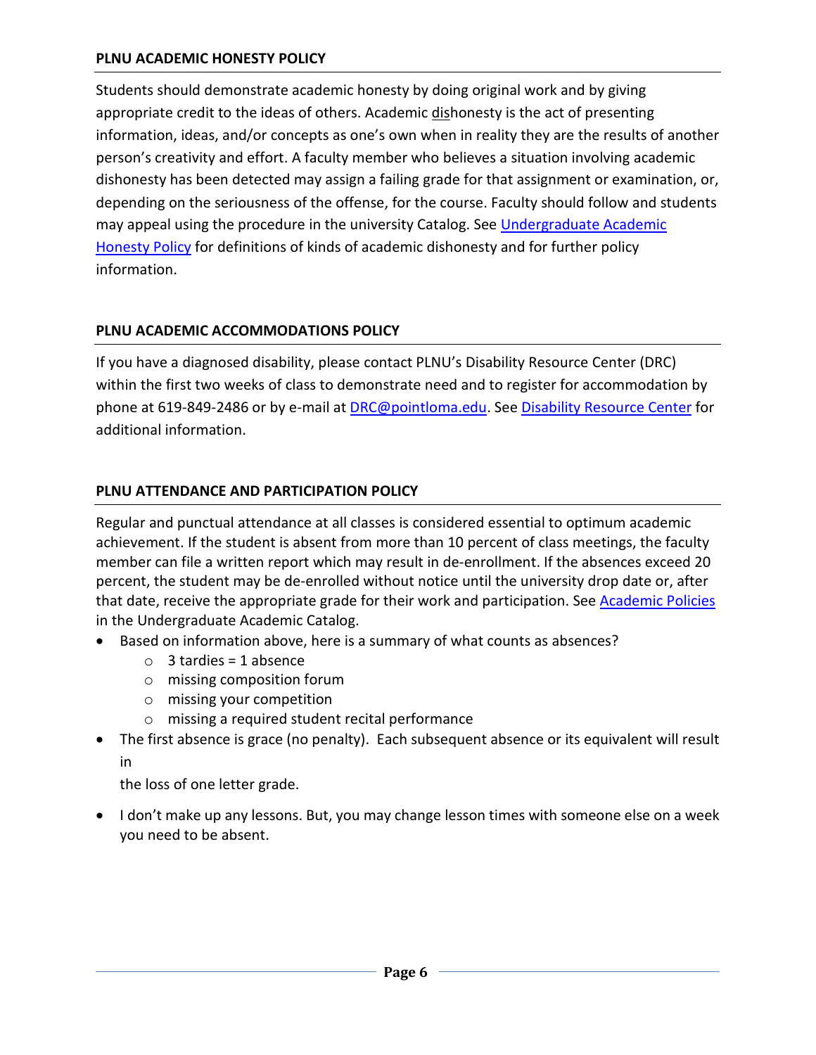## PLNU ACADEMIC HONESTY POLICY

Students should demonstrate academic honesty by doing original work and by giving appropriate credit to the ideas of others. Academic dishonesty is the act of presenting information, ideas, and/or concepts as one's own when in reality they are the results of another person's creativity and effort. A faculty member who believes a situation involving academic dishonesty has been detected may assign a failing grade for that assignment or examination, or, depending on the seriousness of the offense, for the course. Faculty should follow and students may appeal using the procedure in the university Catalog. See Undergraduate Academic Honesty Policy for definitions of kinds of academic dishonesty and for further policy information.

## PLNU ACADEMIC ACCOMMODATIONS POLICY

If you have a diagnosed disability, please contact PLNU's Disability Resource Center (DRC) within the first two weeks of class to demonstrate need and to register for accommodation by phone at 619-849-2486 or by e-mail at DRC@pointloma.edu. See Disability Resource Center for additional information.

## PLNU ATTENDANCE AND PARTICIPATION POLICY

Regular and punctual attendance at all classes is considered essential to optimum academic achievement. If the student is absent from more than 10 percent of class meetings, the faculty member can file a written report which may result in de-enrollment. If the absences exceed 20 percent, the student may be de-enrolled without notice until the university drop date or, after that date, receive the appropriate grade for their work and participation. See Academic Policies in the Undergraduate Academic Catalog.

- Based on information above, here is a summary of what counts as absences?
  - 3 tardies = 1 absence
  - missing composition forum
  - missing your competition
  - missing a required student recital performance
- The first absence is grace (no penalty). Each subsequent absence or its equivalent will result in the loss of one letter grade.
- I don't make up any lessons. But, you may change lesson times with someone else on a week you need to be absent.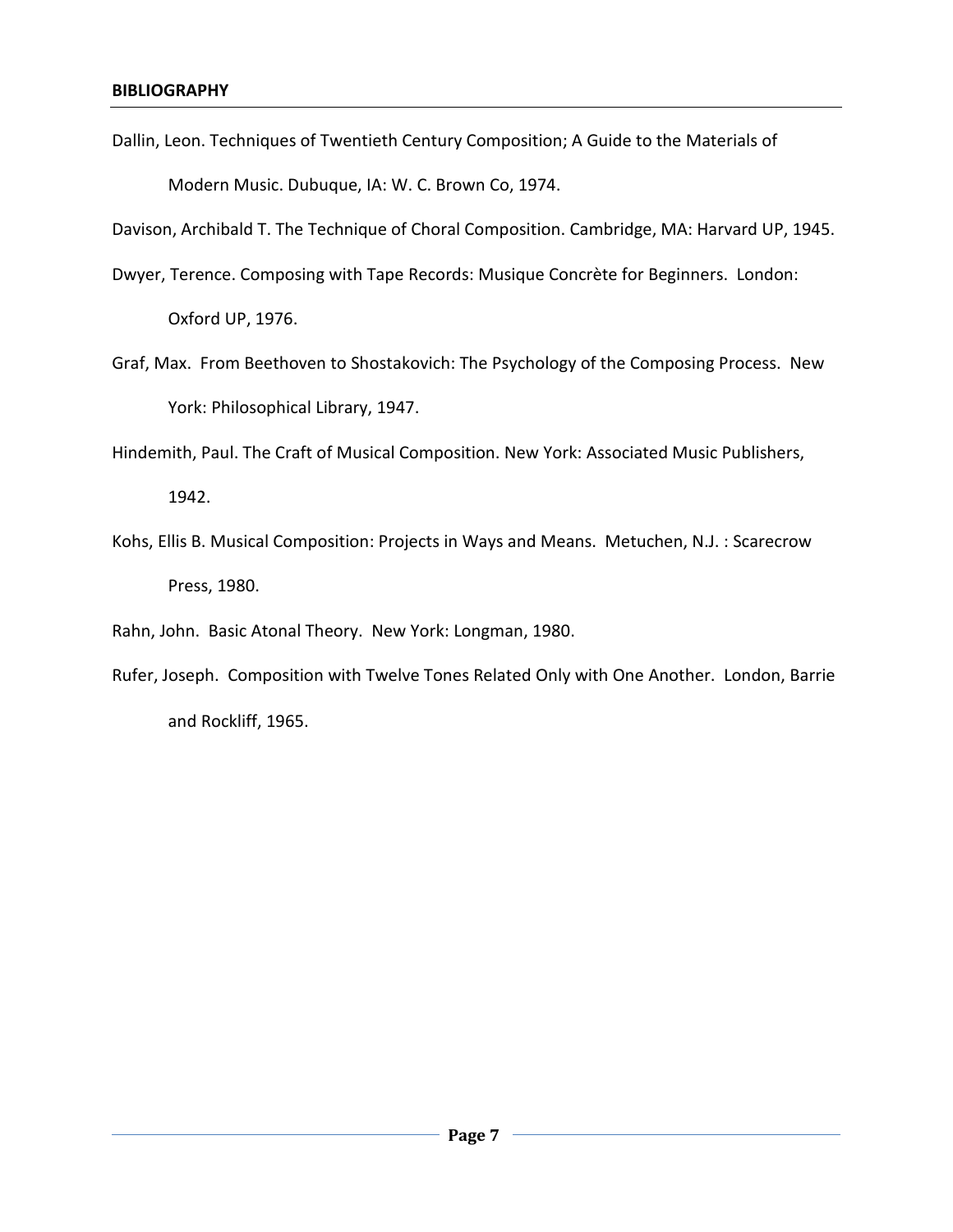**BIBLIOGRAPHY**

Dallin, Leon. Techniques of Twentieth Century Composition; A Guide to the Materials of Modern Music. Dubuque, IA: W. C. Brown Co, 1974.

Davison, Archibald T. The Technique of Choral Composition. Cambridge, MA: Harvard UP, 1945.

Dwyer, Terence. Composing with Tape Records: Musique Concrète for Beginners. London: Oxford UP, 1976.

Graf, Max. From Beethoven to Shostakovich: The Psychology of the Composing Process. New York: Philosophical Library, 1947.

Hindemith, Paul. The Craft of Musical Composition. New York: Associated Music Publishers, 1942.

Kohs, Ellis B. Musical Composition: Projects in Ways and Means. Metuchen, N.J. : Scarecrow Press, 1980.

Rahn, John. Basic Atonal Theory. New York: Longman, 1980.

Rufer, Joseph. Composition with Twelve Tones Related Only with One Another. London, Barrie and Rockliff, 1965.